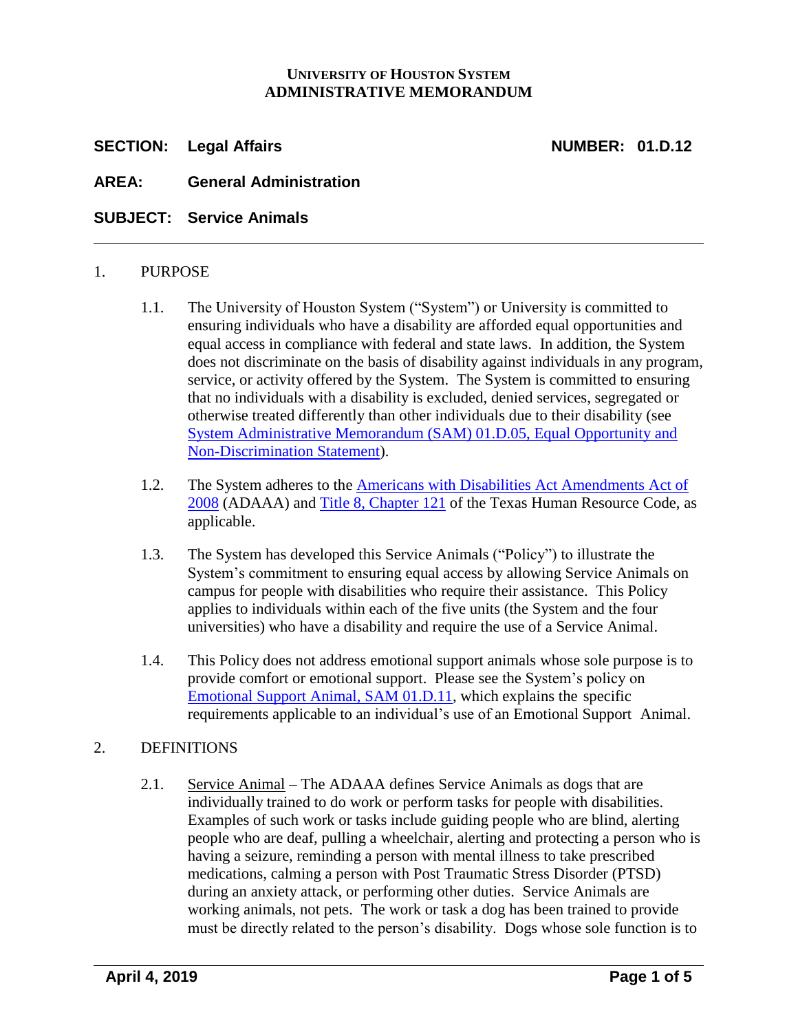**UNIVERSITY OF HOUSTON SYSTEM**
**ADMINISTRATIVE MEMORANDUM**

**SECTION: Legal Affairs** **NUMBER: 01.D.12**

**AREA: General Administration**

**SUBJECT: Service Animals**

---

1. PURPOSE

   1.1. The University of Houston System ("System") or University is committed to ensuring individuals who have a disability are afforded equal opportunities and equal access in compliance with federal and state laws. In addition, the System does not discriminate on the basis of disability against individuals in any program, service, or activity offered by the System. The System is committed to ensuring that no individuals with a disability is excluded, denied services, segregated or otherwise treated differently than other individuals due to their disability (see System Administrative Memorandum (SAM) 01.D.05, Equal Opportunity and Non-Discrimination Statement).

   1.2. The System adheres to the Americans with Disabilities Act Amendments Act of 2008 (ADAAA) and Title 8, Chapter 121 of the Texas Human Resource Code, as applicable.

   1.3. The System has developed this Service Animals ("Policy") to illustrate the System's commitment to ensuring equal access by allowing Service Animals on campus for people with disabilities who require their assistance. This Policy applies to individuals within each of the five units (the System and the four universities) who have a disability and require the use of a Service Animal.

   1.4. This Policy does not address emotional support animals whose sole purpose is to provide comfort or emotional support. Please see the System's policy on Emotional Support Animal, SAM 01.D.11, which explains the specific requirements applicable to an individual's use of an Emotional Support Animal.

2. DEFINITIONS

   2.1. Service Animal – The ADAAA defines Service Animals as dogs that are individually trained to do work or perform tasks for people with disabilities. Examples of such work or tasks include guiding people who are blind, alerting people who are deaf, pulling a wheelchair, alerting and protecting a person who is having a seizure, reminding a person with mental illness to take prescribed medications, calming a person with Post Traumatic Stress Disorder (PTSD) during an anxiety attack, or performing other duties. Service Animals are working animals, not pets. The work or task a dog has been trained to provide must be directly related to the person's disability. Dogs whose sole function is to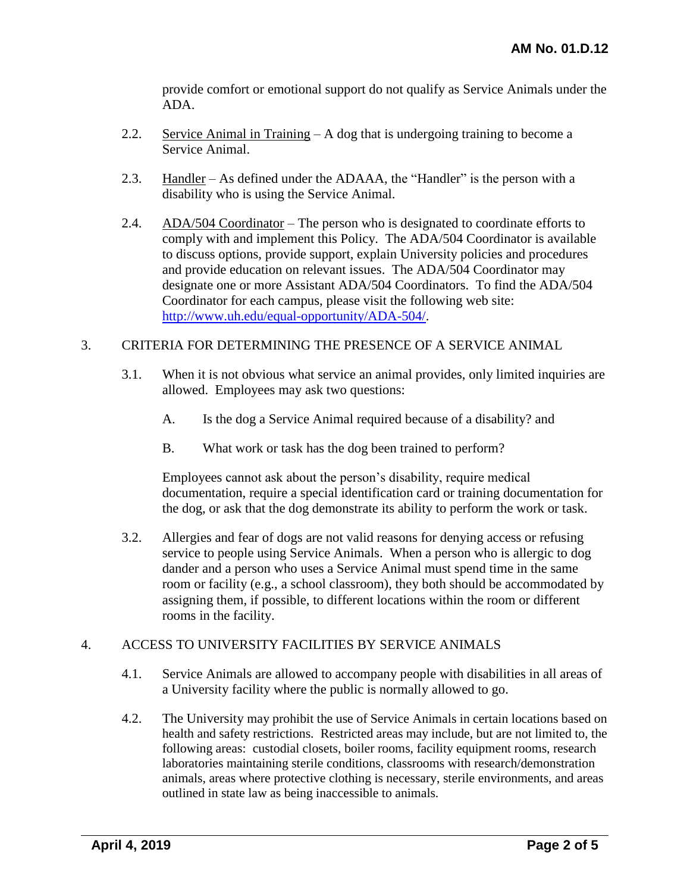provide comfort or emotional support do not qualify as Service Animals under the ADA.

2.2. <u>Service Animal in Training</u> – A dog that is undergoing training to become a Service Animal.

2.3. <u>Handler</u> – As defined under the ADAAA, the "Handler" is the person with a disability who is using the Service Animal.

2.4. <u>ADA/504 Coordinator</u> – The person who is designated to coordinate efforts to comply with and implement this Policy. The ADA/504 Coordinator is available to discuss options, provide support, explain University policies and procedures and provide education on relevant issues. The ADA/504 Coordinator may designate one or more Assistant ADA/504 Coordinators. To find the ADA/504 Coordinator for each campus, please visit the following web site: [http://www.uh.edu/equal-opportunity/ADA-504/](http://www.uh.edu/equal-opportunity/ADA-504/).

## 3. CRITERIA FOR DETERMINING THE PRESENCE OF A SERVICE ANIMAL

3.1. When it is not obvious what service an animal provides, only limited inquiries are allowed. Employees may ask two questions:

A. Is the dog a Service Animal required because of a disability? and

B. What work or task has the dog been trained to perform?

Employees cannot ask about the person's disability, require medical documentation, require a special identification card or training documentation for the dog, or ask that the dog demonstrate its ability to perform the work or task.

3.2. Allergies and fear of dogs are not valid reasons for denying access or refusing service to people using Service Animals. When a person who is allergic to dog dander and a person who uses a Service Animal must spend time in the same room or facility (e.g., a school classroom), they both should be accommodated by assigning them, if possible, to different locations within the room or different rooms in the facility.

## 4. ACCESS TO UNIVERSITY FACILITIES BY SERVICE ANIMALS

4.1. Service Animals are allowed to accompany people with disabilities in all areas of a University facility where the public is normally allowed to go.

4.2. The University may prohibit the use of Service Animals in certain locations based on health and safety restrictions. Restricted areas may include, but are not limited to, the following areas: custodial closets, boiler rooms, facility equipment rooms, research laboratories maintaining sterile conditions, classrooms with research/demonstration animals, areas where protective clothing is necessary, sterile environments, and areas outlined in state law as being inaccessible to animals.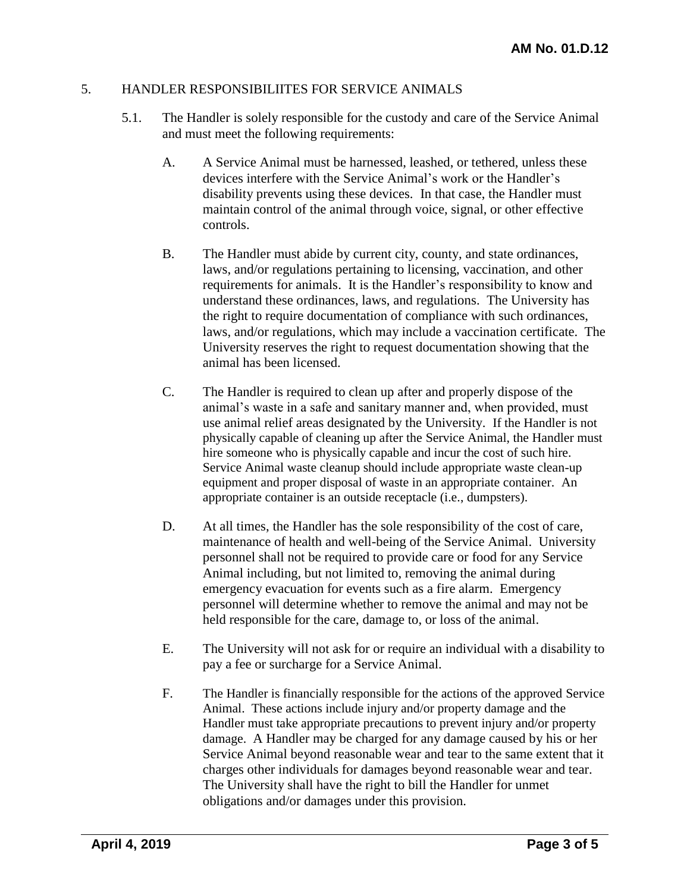## 5. HANDLER RESPONSIBILIITES FOR SERVICE ANIMALS

5.1. The Handler is solely responsible for the custody and care of the Service Animal and must meet the following requirements:

A. A Service Animal must be harnessed, leashed, or tethered, unless these devices interfere with the Service Animal's work or the Handler's disability prevents using these devices. In that case, the Handler must maintain control of the animal through voice, signal, or other effective controls.

B. The Handler must abide by current city, county, and state ordinances, laws, and/or regulations pertaining to licensing, vaccination, and other requirements for animals. It is the Handler's responsibility to know and understand these ordinances, laws, and regulations. The University has the right to require documentation of compliance with such ordinances, laws, and/or regulations, which may include a vaccination certificate. The University reserves the right to request documentation showing that the animal has been licensed.

C. The Handler is required to clean up after and properly dispose of the animal's waste in a safe and sanitary manner and, when provided, must use animal relief areas designated by the University. If the Handler is not physically capable of cleaning up after the Service Animal, the Handler must hire someone who is physically capable and incur the cost of such hire. Service Animal waste cleanup should include appropriate waste clean-up equipment and proper disposal of waste in an appropriate container. An appropriate container is an outside receptacle (i.e., dumpsters).

D. At all times, the Handler has the sole responsibility of the cost of care, maintenance of health and well-being of the Service Animal. University personnel shall not be required to provide care or food for any Service Animal including, but not limited to, removing the animal during emergency evacuation for events such as a fire alarm. Emergency personnel will determine whether to remove the animal and may not be held responsible for the care, damage to, or loss of the animal.

E. The University will not ask for or require an individual with a disability to pay a fee or surcharge for a Service Animal.

F. The Handler is financially responsible for the actions of the approved Service Animal. These actions include injury and/or property damage and the Handler must take appropriate precautions to prevent injury and/or property damage. A Handler may be charged for any damage caused by his or her Service Animal beyond reasonable wear and tear to the same extent that it charges other individuals for damages beyond reasonable wear and tear. The University shall have the right to bill the Handler for unmet obligations and/or damages under this provision.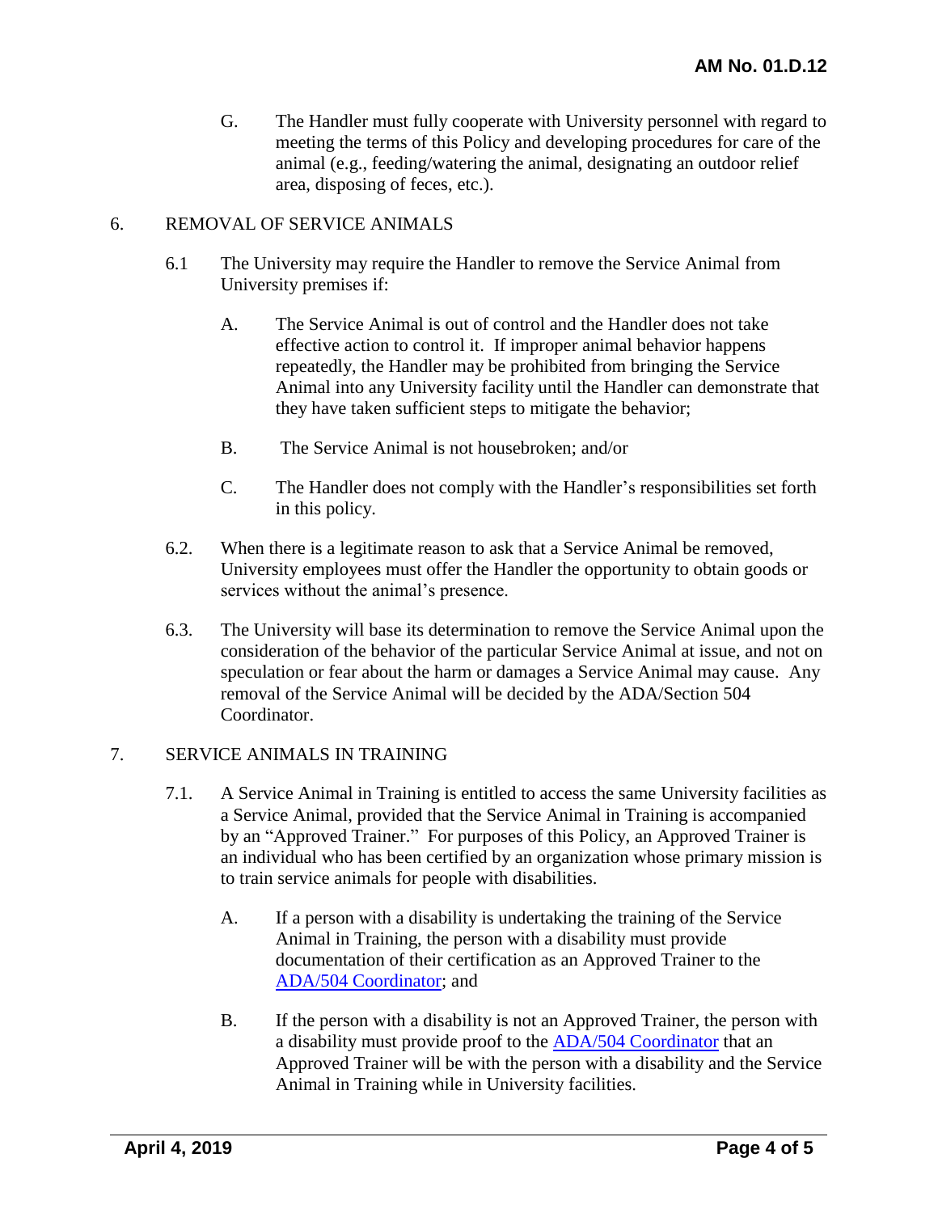G. The Handler must fully cooperate with University personnel with regard to meeting the terms of this Policy and developing procedures for care of the animal (e.g., feeding/watering the animal, designating an outdoor relief area, disposing of feces, etc.).

## 6. REMOVAL OF SERVICE ANIMALS

6.1 The University may require the Handler to remove the Service Animal from University premises if:

A. The Service Animal is out of control and the Handler does not take effective action to control it. If improper animal behavior happens repeatedly, the Handler may be prohibited from bringing the Service Animal into any University facility until the Handler can demonstrate that they have taken sufficient steps to mitigate the behavior;

B. The Service Animal is not housebroken; and/or

C. The Handler does not comply with the Handler's responsibilities set forth in this policy.

6.2. When there is a legitimate reason to ask that a Service Animal be removed, University employees must offer the Handler the opportunity to obtain goods or services without the animal's presence.

6.3. The University will base its determination to remove the Service Animal upon the consideration of the behavior of the particular Service Animal at issue, and not on speculation or fear about the harm or damages a Service Animal may cause. Any removal of the Service Animal will be decided by the ADA/Section 504 Coordinator.

## 7. SERVICE ANIMALS IN TRAINING

7.1. A Service Animal in Training is entitled to access the same University facilities as a Service Animal, provided that the Service Animal in Training is accompanied by an "Approved Trainer." For purposes of this Policy, an Approved Trainer is an individual who has been certified by an organization whose primary mission is to train service animals for people with disabilities.

A. If a person with a disability is undertaking the training of the Service Animal in Training, the person with a disability must provide documentation of their certification as an Approved Trainer to the ADA/504 Coordinator; and

B. If the person with a disability is not an Approved Trainer, the person with a disability must provide proof to the ADA/504 Coordinator that an Approved Trainer will be with the person with a disability and the Service Animal in Training while in University facilities.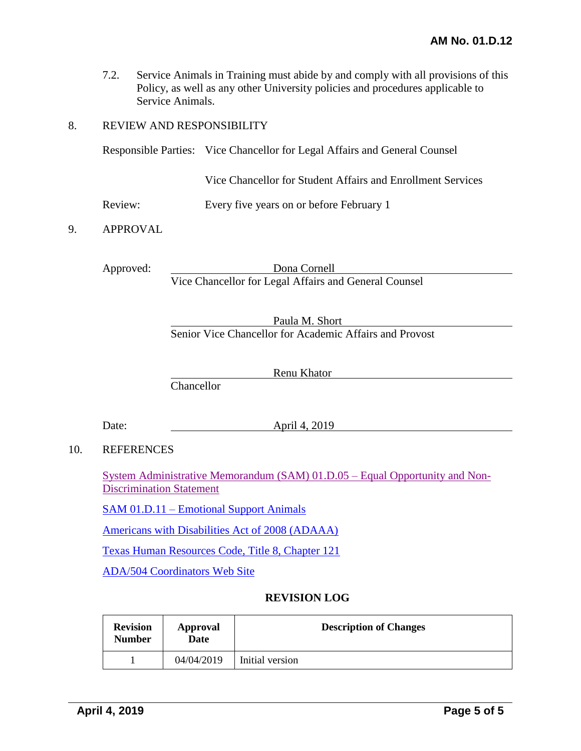7.2. Service Animals in Training must abide by and comply with all provisions of this Policy, as well as any other University policies and procedures applicable to Service Animals.

## 8. REVIEW AND RESPONSIBILITY

Responsible Parties: Vice Chancellor for Legal Affairs and General Counsel

Vice Chancellor for Student Affairs and Enrollment Services

Review: Every five years on or before February 1

## 9. APPROVAL

Approved: Dona Cornell
Vice Chancellor for Legal Affairs and General Counsel

Paula M. Short
Senior Vice Chancellor for Academic Affairs and Provost

Renu Khator
Chancellor

Date: April 4, 2019

## 10. REFERENCES

System Administrative Memorandum (SAM) 01.D.05 – Equal Opportunity and Non-Discrimination Statement

SAM 01.D.11 – Emotional Support Animals

Americans with Disabilities Act of 2008 (ADAAA)

Texas Human Resources Code, Title 8, Chapter 121

ADA/504 Coordinators Web Site

**REVISION LOG**

| Revision Number | Approval Date | Description of Changes |
|---|---|---|
| 1 | 04/04/2019 | Initial version |